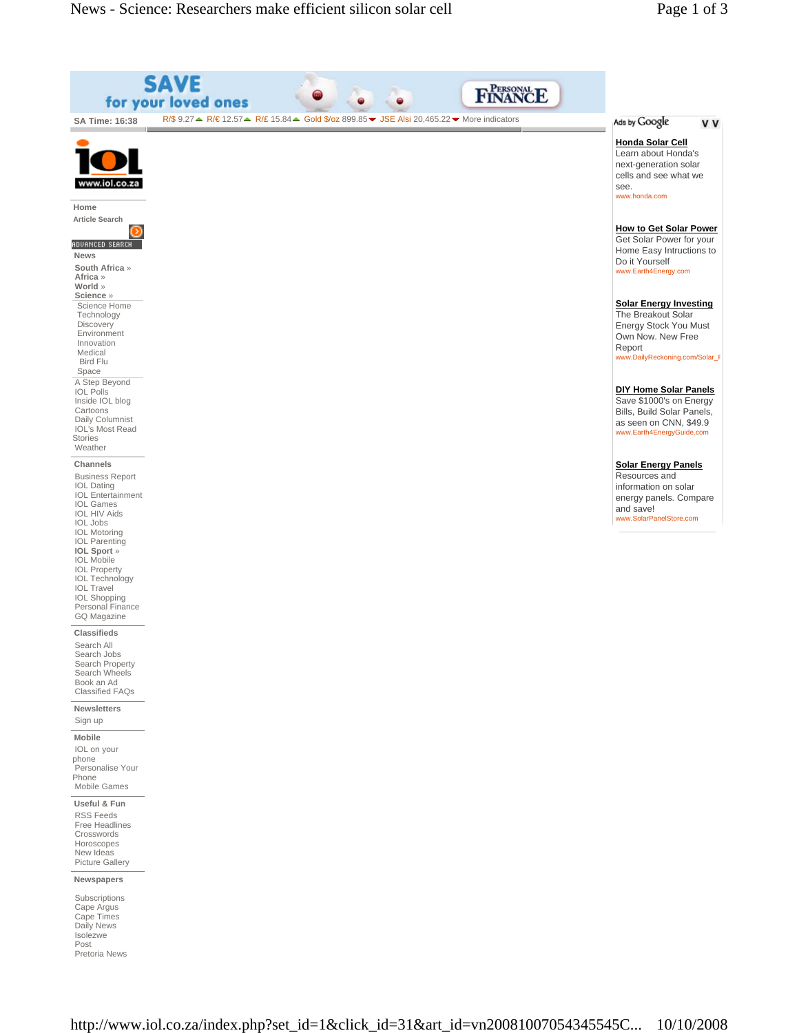SAVE for your loved ones — PERSONAL FINANCE

SA Time: 16:38 | R/$ 9.27 ▲ R/€ 12.57 ▲ R/£ 15.84 ▲ Gold $/oz 899.85 ▼ JSE Alsi 20,465.22 ▼ More indicators

www.iol.co.za

- Home
- Article Search

ADVANCED SEARCH

**News**

- South Africa »
- Africa »
- World »
- Science »
  - Science Home
  - Technology
  - Discovery
  - Environment
  - Innovation
  - Medical
  - Bird Flu
  - Space
- A Step Beyond
- IOL Polls
- Inside IOL blog
- Cartoons
- Daily Columnist
- IOL's Most Read Stories
- Weather

**Channels**

- Business Report
- IOL Dating
- IOL Entertainment
- IOL Games
- IOL HIV Aids
- IOL Jobs
- IOL Motoring
- IOL Parenting
- IOL Sport »
- IOL Mobile
- IOL Property
- IOL Technology
- IOL Travel
- IOL Shopping
- Personal Finance
- GQ Magazine

**Classifieds**

- Search All
- Search Jobs
- Search Property
- Search Wheels
- Book an Ad
- Classified FAQs

**Newsletters**

- Sign up

**Mobile**

- IOL on your phone
- Personalise Your Phone
- Mobile Games

**Useful & Fun**

- RSS Feeds
- Free Headlines
- Crosswords
- Horoscopes
- New Ideas
- Picture Gallery

**Newspapers**

- Subscriptions
- Cape Argus
- Cape Times
- Daily News
- Isolezwe
- Post
- Pretoria News

Ads by Google

**Honda Solar Cell**
Learn about Honda's next-generation solar cells and see what we see.
www.honda.com

**How to Get Solar Power**
Get Solar Power for your Home Easy Intructions to Do it Yourself
www.Earth4Energy.com

**Solar Energy Investing**
The Breakout Solar Energy Stock You Must Own Now. New Free Report
www.DailyReckoning.com/Solar_F

**DIY Home Solar Panels**
Save $1000's on Energy Bills, Build Solar Panels, as seen on CNN, $49.9
www.Earth4EnergyGuide.com

**Solar Energy Panels**
Resources and information on solar energy panels. Compare and save!
www.SolarPanelStore.com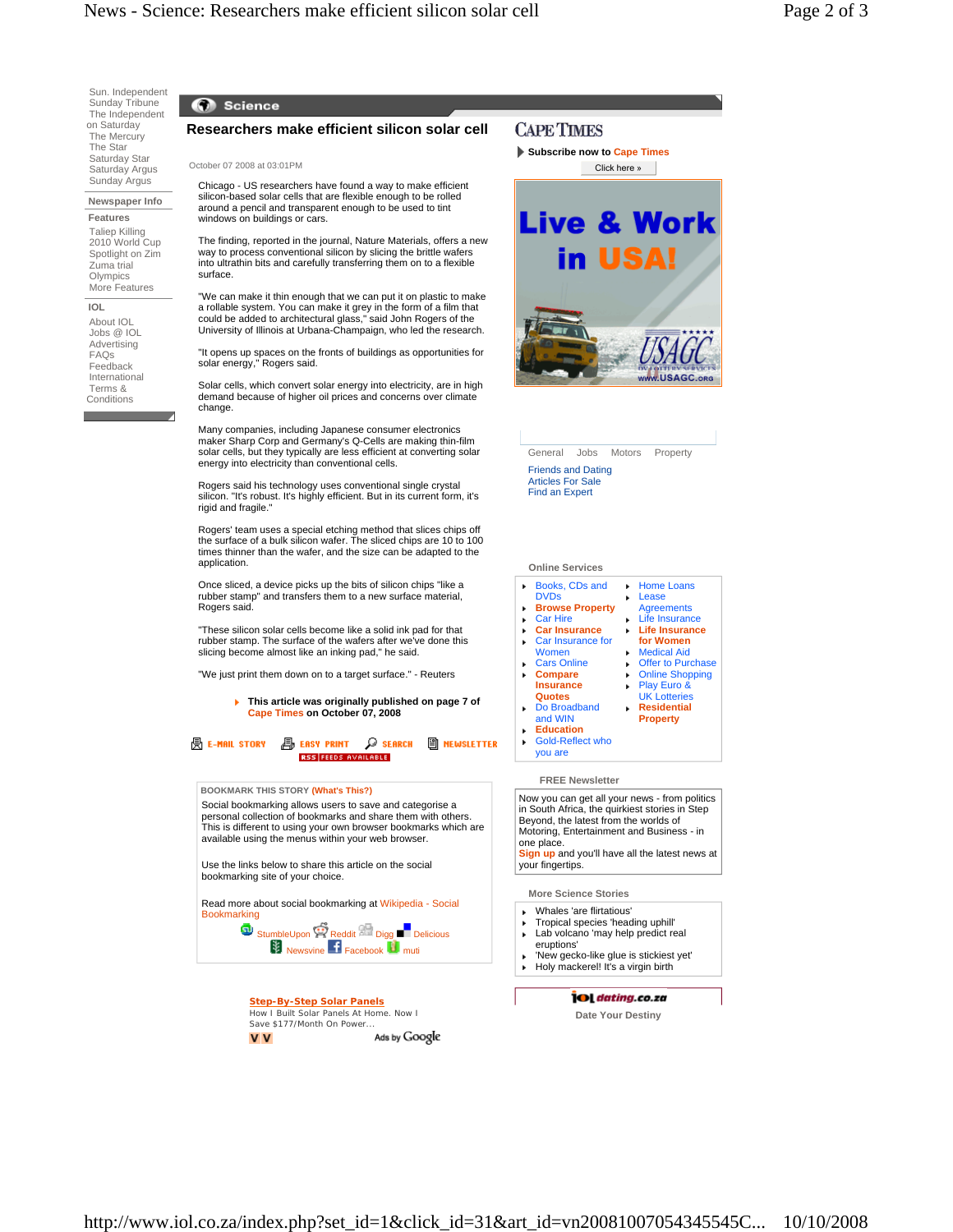Sun. Independent
Sunday Tribune
The Independent on Saturday
The Mercury
The Star
Saturday Star
Saturday Argus
Sunday Argus

**Newspaper Info**

**Features**

Taliep Killing
2010 World Cup
Spotlight on Zim
Zuma trial
Olympics
More Features

**IOL**

About IOL
Jobs @ IOL
Advertising
FAQs
Feedback
International
Terms & Conditions

## Science

# Researchers make efficient silicon solar cell

October 07 2008 at 03:01PM

Chicago - US researchers have found a way to make efficient silicon-based solar cells that are flexible enough to be rolled around a pencil and transparent enough to be used to tint windows on buildings or cars.

The finding, reported in the journal, Nature Materials, offers a new way to process conventional silicon by slicing the brittle wafers into ultrathin bits and carefully transferring them on to a flexible surface.

"We can make it thin enough that we can put it on plastic to make a rollable system. You can make it grey in the form of a film that could be added to architectural glass," said John Rogers of the University of Illinois at Urbana-Champaign, who led the research.

"It opens up spaces on the fronts of buildings as opportunities for solar energy," Rogers said.

Solar cells, which convert solar energy into electricity, are in high demand because of higher oil prices and concerns over climate change.

Many companies, including Japanese consumer electronics maker Sharp Corp and Germany's Q-Cells are making thin-film solar cells, but they typically are less efficient at converting solar energy into electricity than conventional cells.

Rogers said his technology uses conventional single crystal silicon. "It's robust. It's highly efficient. But in its current form, it's rigid and fragile."

Rogers' team uses a special etching method that slices chips off the surface of a bulk silicon wafer. The sliced chips are 10 to 100 times thinner than the wafer, and the size can be adapted to the application.

Once sliced, a device picks up the bits of silicon chips "like a rubber stamp" and transfers them to a new surface material, Rogers said.

"These silicon solar cells become like a solid ink pad for that rubber stamp. The surface of the wafers after we've done this slicing become almost like an inking pad," he said.

"We just print them down on to a target surface." - Reuters

**This article was originally published on page 7 of Cape Times on October 07, 2008**

E-MAIL STORY | EASY PRINT | SEARCH | NEWSLETTER

RSS FEEDS AVAILABLE

**BOOKMARK THIS STORY (What's This?)**

Social bookmarking allows users to save and categorise a personal collection of bookmarks and share them with others. This is different to using your own browser bookmarks which are available using the menus within your web browser.

Use the links below to share this article on the social bookmarking site of your choice.

Read more about social bookmarking at Wikipedia - Social Bookmarking

StumbleUpon Reddit Digg Delicious
Newsvine Facebook muti

**Step-By-Step Solar Panels**
How I Built Solar Panels At Home. Now I Save $177/Month On Power...

Ads by Google

CAPE TIMES

**Subscribe now to Cape Times**

Click here »

Live & Work in USA!
USAGC
www.USAGC.org

General Jobs Motors Property

Friends and Dating
Articles For Sale
Find an Expert

**Online Services**

- Books, CDs and DVDs
- **Browse Property**
- Car Hire
- **Car Insurance**
- Car Insurance for Women
- Cars Online
- **Compare Insurance Quotes**
- Do Broadband and WIN
- **Education**
- Gold-Reflect who you are
- Home Loans
- Lease Agreements
- Life Insurance
- **Life Insurance for Women**
- Medical Aid
- Offer to Purchase
- Online Shopping
- Play Euro & UK Lotteries
- **Residential Property**

**FREE Newsletter**

Now you can get all your news - from politics in South Africa, the quirkiest stories in Step Beyond, the latest from the worlds of Motoring, Entertainment and Business - in one place.
**Sign up** and you'll have all the latest news at your fingertips.

**More Science Stories**

- Whales 'are flirtatious'
- Tropical species 'heading uphill'
- Lab volcano 'may help predict real eruptions'
- 'New gecko-like glue is stickiest yet'
- Holy mackerel! It's a virgin birth

iol dating.co.za

**Date Your Destiny**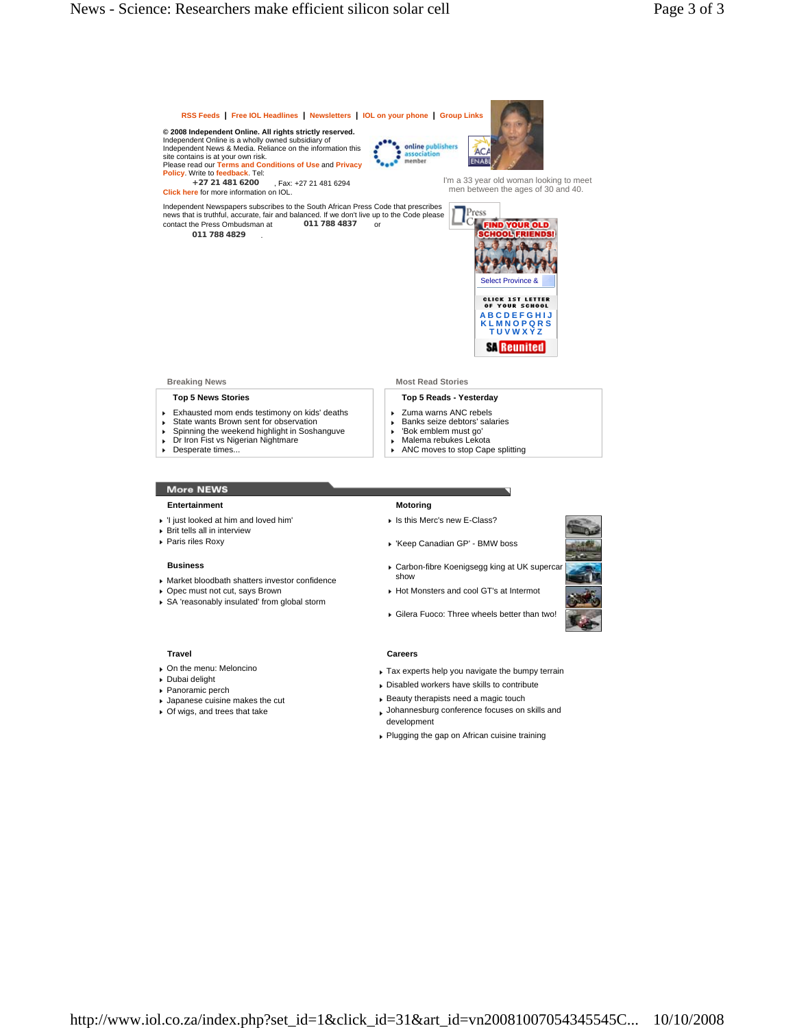RSS Feeds | Free IOL Headlines | Newsletters | IOL on your phone | Group Links

**© 2008 Independent Online. All rights strictly reserved.**
Independent Online is a wholly owned subsidiary of Independent News & Media. Reliance on the information this site contains is at your own risk.
Please read our Terms and Conditions of Use and Privacy Policy. Write to feedback. Tel: **+27 21 481 6200**, Fax: +27 21 481 6294
Click here for more information on IOL.

Independent Newspapers subscribes to the South African Press Code that prescribes news that is truthful, accurate, fair and balanced. If we don't live up to the Code please contact the Press Ombudsman at **011 788 4837** or **011 788 4829**.

I'm a 33 year old woman looking to meet men between the ages of 30 and 40.

FIND YOUR OLD SCHOOL FRIENDS!

Select Province &

CLICK 1ST LETTER OF YOUR SCHOOL

A B C D E F G H I J
K L M N O P Q R S
T U V W X Y Z

SA Reunited

Breaking News

**Top 5 News Stories**

- Exhausted mom ends testimony on kids' deaths
- State wants Brown sent for observation
- Spinning the weekend highlight in Soshanguve
- Dr Iron Fist vs Nigerian Nightmare
- Desperate times...

Most Read Stories

**Top 5 Reads - Yesterday**

- Zuma warns ANC rebels
- Banks seize debtors' salaries
- 'Bok emblem must go'
- Malema rebukes Lekota
- ANC moves to stop Cape splitting

## More NEWS

**Entertainment**

- 'I just looked at him and loved him'
- Brit tells all in interview
- Paris riles Roxy

**Business**

- Market bloodbath shatters investor confidence
- Opec must not cut, says Brown
- SA 'reasonably insulated' from global storm

**Motoring**

- Is this Merc's new E-Class?
- 'Keep Canadian GP' - BMW boss
- Carbon-fibre Koenigsegg king at UK supercar show
- Hot Monsters and cool GT's at Intermot
- Gilera Fuoco: Three wheels better than two!

**Travel**

- On the menu: Meloncino
- Dubai delight
- Panoramic perch
- Japanese cuisine makes the cut
- Of wigs, and trees that take

**Careers**

- Tax experts help you navigate the bumpy terrain
- Disabled workers have skills to contribute
- Beauty therapists need a magic touch
- Johannesburg conference focuses on skills and development
- Plugging the gap on African cuisine training